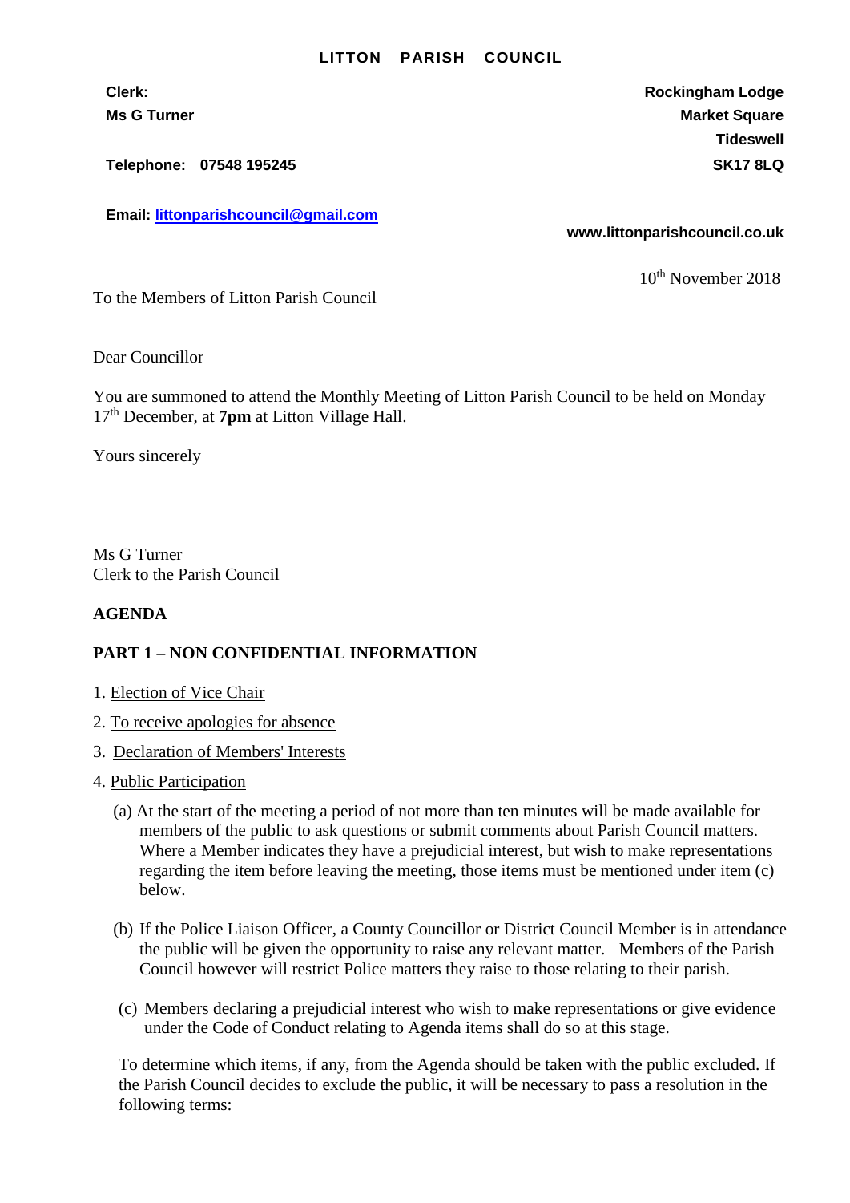# LITTON PARISH COUNCIL

**Clerk:**
**Ms G Turner**

**Telephone: 07548 195245**

**Email: littonparishcouncil@gmail.com**

**Rockingham Lodge**
**Market Square**
**Tideswell**
**SK17 8LQ**

**www.littonparishcouncil.co.uk**

10th November 2018

To the Members of Litton Parish Council

Dear Councillor

You are summoned to attend the Monthly Meeting of Litton Parish Council to be held on Monday 17th December, at **7pm** at Litton Village Hall.

Yours sincerely

Ms G Turner
Clerk to the Parish Council

**AGENDA**

**PART 1 – NON CONFIDENTIAL INFORMATION**

1. Election of Vice Chair
2. To receive apologies for absence
3. Declaration of Members' Interests
4. Public Participation

(a) At the start of the meeting a period of not more than ten minutes will be made available for members of the public to ask questions or submit comments about Parish Council matters. Where a Member indicates they have a prejudicial interest, but wish to make representations regarding the item before leaving the meeting, those items must be mentioned under item (c) below.

(b) If the Police Liaison Officer, a County Councillor or District Council Member is in attendance the public will be given the opportunity to raise any relevant matter. Members of the Parish Council however will restrict Police matters they raise to those relating to their parish.

(c) Members declaring a prejudicial interest who wish to make representations or give evidence under the Code of Conduct relating to Agenda items shall do so at this stage.

To determine which items, if any, from the Agenda should be taken with the public excluded. If the Parish Council decides to exclude the public, it will be necessary to pass a resolution in the following terms: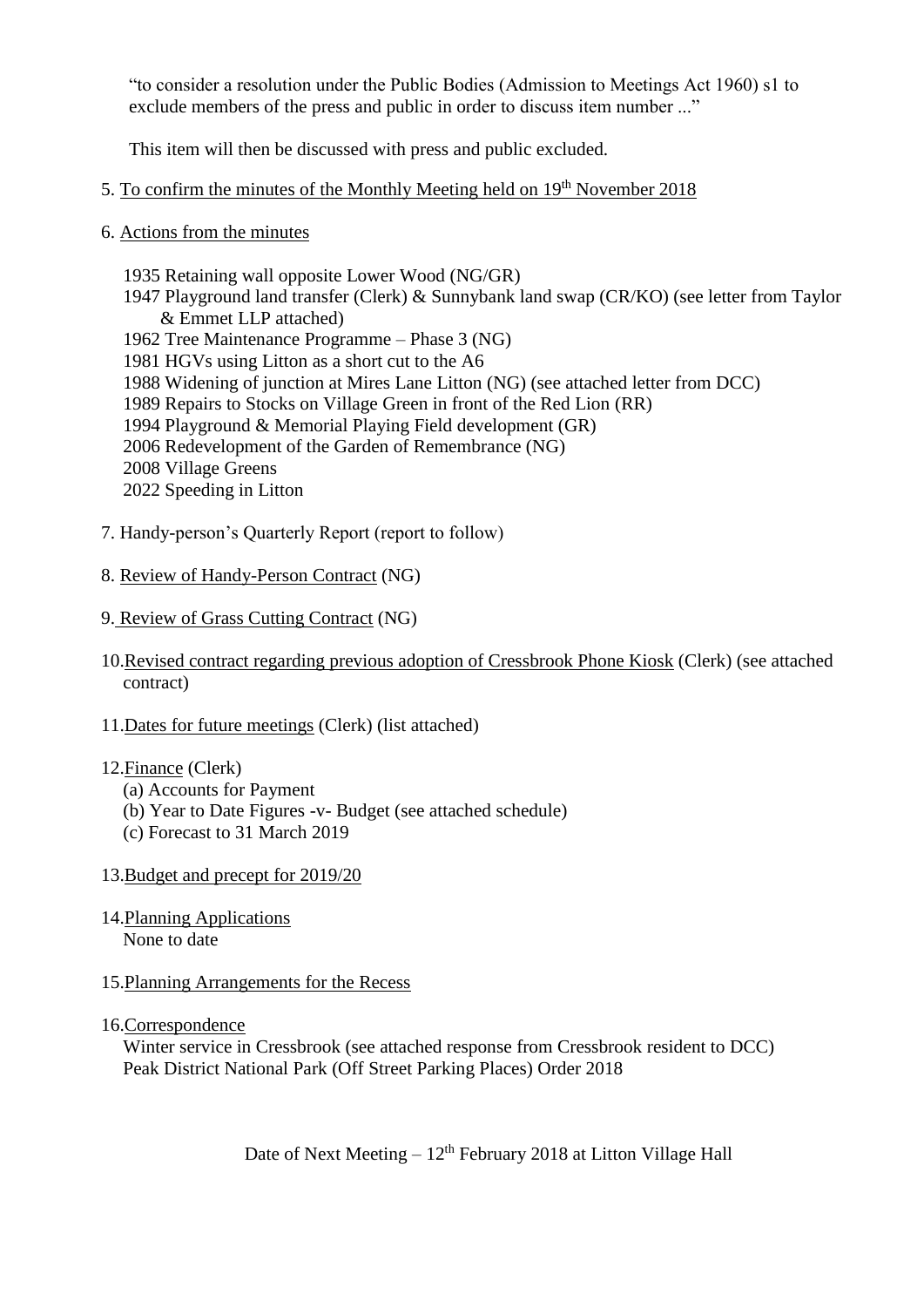"to consider a resolution under the Public Bodies (Admission to Meetings Act 1960) s1 to exclude members of the press and public in order to discuss item number ..."

This item will then be discussed with press and public excluded.

5. To confirm the minutes of the Monthly Meeting held on 19th November 2018

6. Actions from the minutes

   1935 Retaining wall opposite Lower Wood (NG/GR)
   1947 Playground land transfer (Clerk) & Sunnybank land swap (CR/KO) (see letter from Taylor & Emmet LLP attached)
   1962 Tree Maintenance Programme – Phase 3 (NG)
   1981 HGVs using Litton as a short cut to the A6
   1988 Widening of junction at Mires Lane Litton (NG) (see attached letter from DCC)
   1989 Repairs to Stocks on Village Green in front of the Red Lion (RR)
   1994 Playground & Memorial Playing Field development (GR)
   2006 Redevelopment of the Garden of Remembrance (NG)
   2008 Village Greens
   2022 Speeding in Litton

7. Handy-person's Quarterly Report (report to follow)

8. Review of Handy-Person Contract (NG)

9. Review of Grass Cutting Contract (NG)

10. Revised contract regarding previous adoption of Cressbrook Phone Kiosk (Clerk) (see attached contract)

11. Dates for future meetings (Clerk) (list attached)

12. Finance (Clerk)
    (a) Accounts for Payment
    (b) Year to Date Figures -v- Budget (see attached schedule)
    (c) Forecast to 31 March 2019

13. Budget and precept for 2019/20

14. Planning Applications
    None to date

15. Planning Arrangements for the Recess

16. Correspondence
    Winter service in Cressbrook (see attached response from Cressbrook resident to DCC)
    Peak District National Park (Off Street Parking Places) Order 2018

Date of Next Meeting – 12th February 2018 at Litton Village Hall